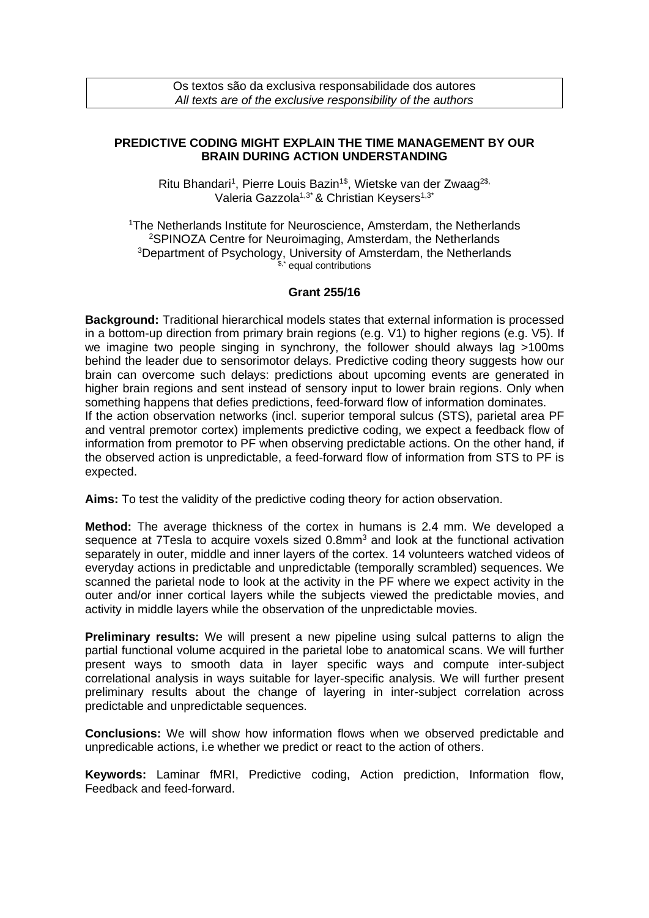Os textos são da exclusiva responsabilidade dos autores
*All texts are of the exclusive responsibility of the authors*

## PREDICTIVE CODING MIGHT EXPLAIN THE TIME MANAGEMENT BY OUR BRAIN DURING ACTION UNDERSTANDING

Ritu Bhandari[1], Pierre Louis Bazin[1$], Wietske van der Zwaag[2$,] Valeria Gazzola[1,3*] & Christian Keysers[1,3*]

[1]The Netherlands Institute for Neuroscience, Amsterdam, the Netherlands
[2]SPINOZA Centre for Neuroimaging, Amsterdam, the Netherlands
[3]Department of Psychology, University of Amsterdam, the Netherlands
[$,*] equal contributions

**Grant 255/16**

**Background:** Traditional hierarchical models states that external information is processed in a bottom-up direction from primary brain regions (e.g. V1) to higher regions (e.g. V5). If we imagine two people singing in synchrony, the follower should always lag >100ms behind the leader due to sensorimotor delays. Predictive coding theory suggests how our brain can overcome such delays: predictions about upcoming events are generated in higher brain regions and sent instead of sensory input to lower brain regions. Only when something happens that defies predictions, feed-forward flow of information dominates.
If the action observation networks (incl. superior temporal sulcus (STS), parietal area PF and ventral premotor cortex) implements predictive coding, we expect a feedback flow of information from premotor to PF when observing predictable actions. On the other hand, if the observed action is unpredictable, a feed-forward flow of information from STS to PF is expected.

**Aims:** To test the validity of the predictive coding theory for action observation.

**Method:** The average thickness of the cortex in humans is 2.4 mm. We developed a sequence at 7Tesla to acquire voxels sized 0.8mm$^3$ and look at the functional activation separately in outer, middle and inner layers of the cortex. 14 volunteers watched videos of everyday actions in predictable and unpredictable (temporally scrambled) sequences. We scanned the parietal node to look at the activity in the PF where we expect activity in the outer and/or inner cortical layers while the subjects viewed the predictable movies, and activity in middle layers while the observation of the unpredictable movies.

**Preliminary results:** We will present a new pipeline using sulcal patterns to align the partial functional volume acquired in the parietal lobe to anatomical scans. We will further present ways to smooth data in layer specific ways and compute inter-subject correlational analysis in ways suitable for layer-specific analysis. We will further present preliminary results about the change of layering in inter-subject correlation across predictable and unpredictable sequences.

**Conclusions:** We will show how information flows when we observed predictable and unpredicable actions, i.e whether we predict or react to the action of others.

**Keywords:** Laminar fMRI, Predictive coding, Action prediction, Information flow, Feedback and feed-forward.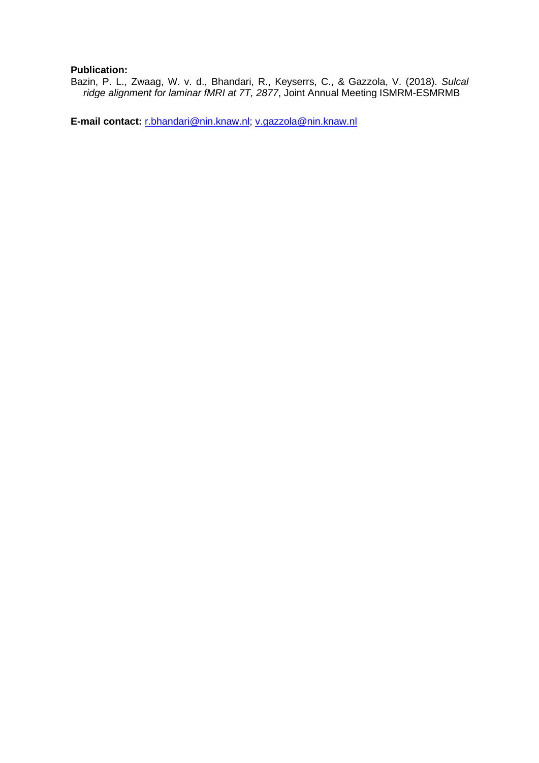**Publication:**

Bazin, P. L., Zwaag, W. v. d., Bhandari, R., Keyserrs, C., & Gazzola, V. (2018). *Sulcal ridge alignment for laminar fMRI at 7T, 2877*, Joint Annual Meeting ISMRM-ESMRMB

**E-mail contact:** r.bhandari@nin.knaw.nl; v.gazzola@nin.knaw.nl